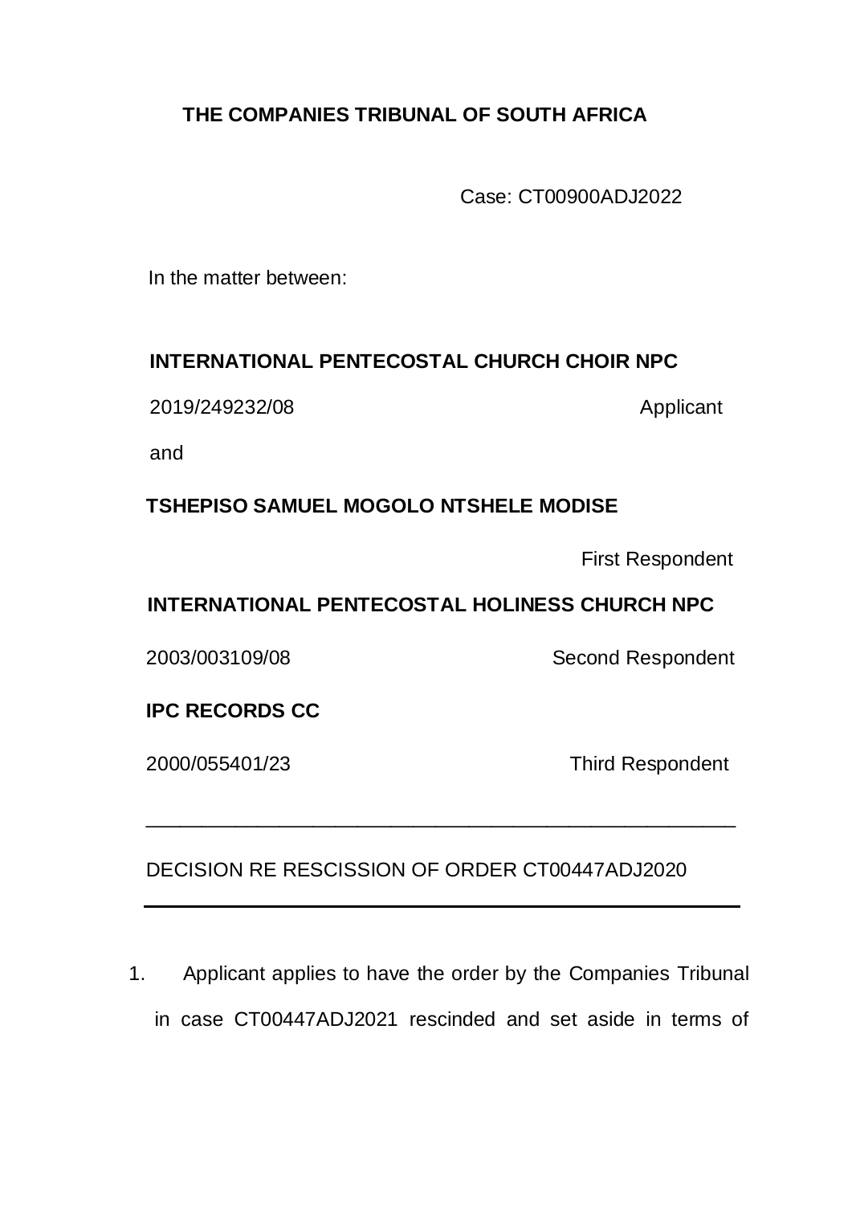**THE COMPANIES TRIBUNAL OF SOUTH AFRICA**

Case: CT00900ADJ2022

In the matter between:

**INTERNATIONAL PENTECOSTAL CHURCH CHOIR NPC**

2019/249232/08 Applicant

and

**TSHEPISO SAMUEL MOGOLO NTSHELE MODISE**

First Respondent

**INTERNATIONAL PENTECOSTAL HOLINESS CHURCH NPC**

2003/003109/08 Second Respondent

**IPC RECORDS CC**

2000/055401/23 Third Respondent

---

DECISION RE RESCISSION OF ORDER CT00447ADJ2020

---

1. Applicant applies to have the order by the Companies Tribunal in case CT00447ADJ2021 rescinded and set aside in terms of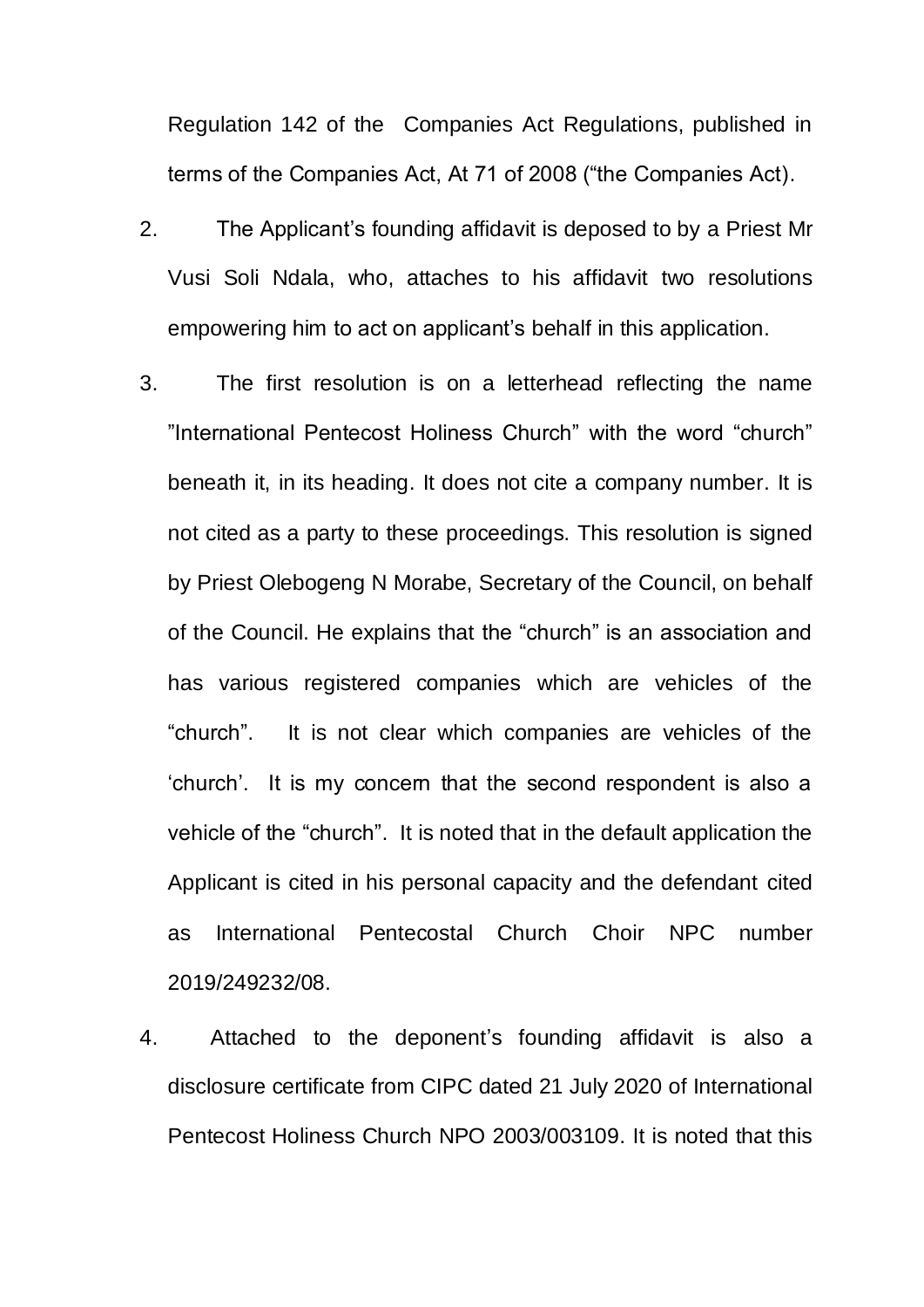Regulation 142 of the Companies Act Regulations, published in terms of the Companies Act, At 71 of 2008 ("the Companies Act).

2. The Applicant's founding affidavit is deposed to by a Priest Mr Vusi Soli Ndala, who, attaches to his affidavit two resolutions empowering him to act on applicant's behalf in this application.

3. The first resolution is on a letterhead reflecting the name "International Pentecost Holiness Church" with the word "church" beneath it, in its heading. It does not cite a company number. It is not cited as a party to these proceedings. This resolution is signed by Priest Olebogeng N Morabe, Secretary of the Council, on behalf of the Council. He explains that the "church" is an association and has various registered companies which are vehicles of the "church". It is not clear which companies are vehicles of the 'church'. It is my concern that the second respondent is also a vehicle of the "church". It is noted that in the default application the Applicant is cited in his personal capacity and the defendant cited as International Pentecostal Church Choir NPC number 2019/249232/08.

4. Attached to the deponent's founding affidavit is also a disclosure certificate from CIPC dated 21 July 2020 of International Pentecost Holiness Church NPO 2003/003109. It is noted that this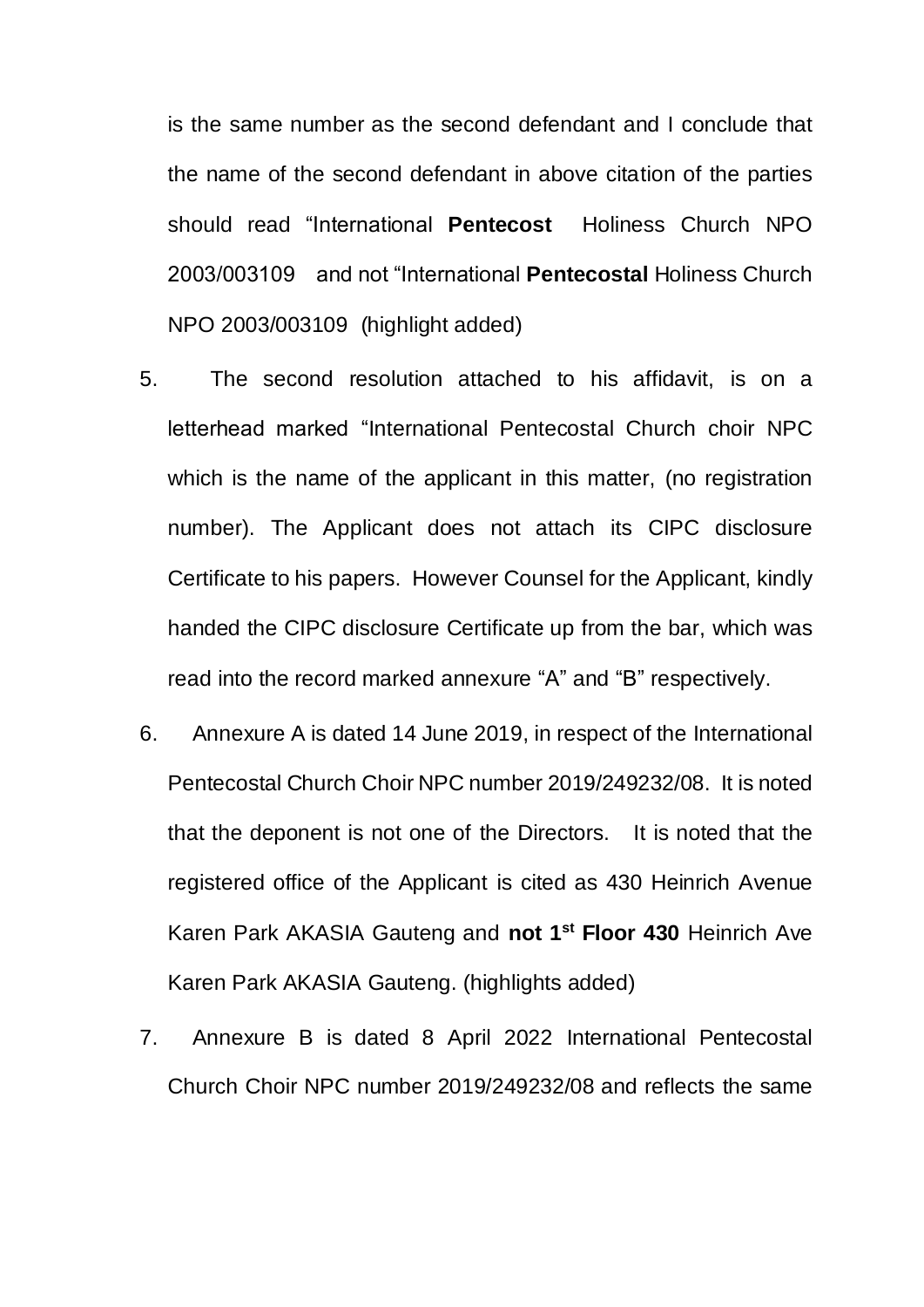is the same number as the second defendant and I conclude that the name of the second defendant in above citation of the parties should read "International **Pentecost** Holiness Church NPO 2003/003109 and not "International **Pentecostal** Holiness Church NPO 2003/003109 (highlight added)

5. The second resolution attached to his affidavit, is on a letterhead marked "International Pentecostal Church choir NPC which is the name of the applicant in this matter, (no registration number). The Applicant does not attach its CIPC disclosure Certificate to his papers. However Counsel for the Applicant, kindly handed the CIPC disclosure Certificate up from the bar, which was read into the record marked annexure "A" and "B" respectively.

6. Annexure A is dated 14 June 2019, in respect of the International Pentecostal Church Choir NPC number 2019/249232/08. It is noted that the deponent is not one of the Directors. It is noted that the registered office of the Applicant is cited as 430 Heinrich Avenue Karen Park AKASIA Gauteng and **not 1st Floor 430** Heinrich Ave Karen Park AKASIA Gauteng. (highlights added)

7. Annexure B is dated 8 April 2022 International Pentecostal Church Choir NPC number 2019/249232/08 and reflects the same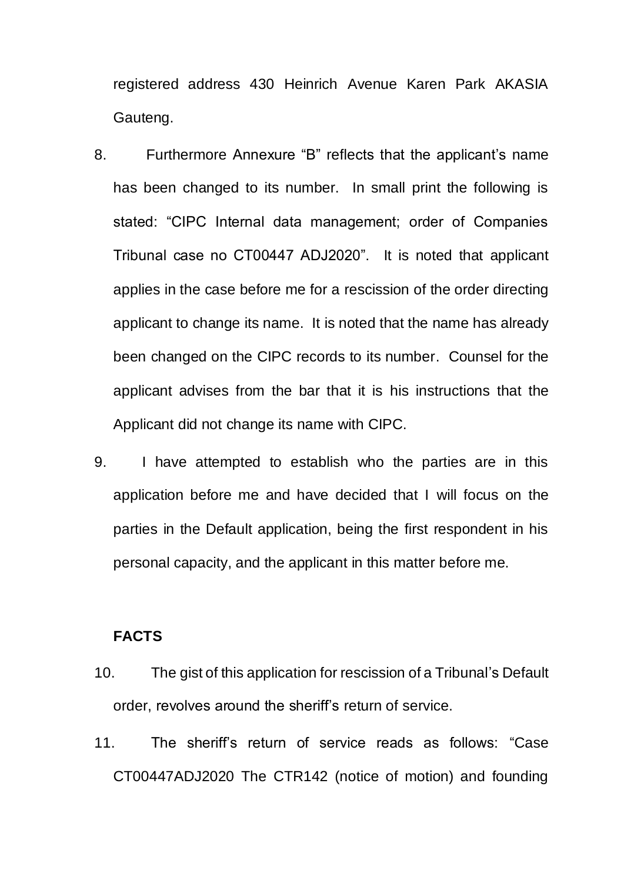registered address 430 Heinrich Avenue Karen Park AKASIA Gauteng.

8. Furthermore Annexure "B" reflects that the applicant's name has been changed to its number. In small print the following is stated: "CIPC Internal data management; order of Companies Tribunal case no CT00447 ADJ2020". It is noted that applicant applies in the case before me for a rescission of the order directing applicant to change its name. It is noted that the name has already been changed on the CIPC records to its number. Counsel for the applicant advises from the bar that it is his instructions that the Applicant did not change its name with CIPC.

9. I have attempted to establish who the parties are in this application before me and have decided that I will focus on the parties in the Default application, being the first respondent in his personal capacity, and the applicant in this matter before me.

**FACTS**

10. The gist of this application for rescission of a Tribunal's Default order, revolves around the sheriff's return of service.

11. The sheriff's return of service reads as follows: "Case CT00447ADJ2020 The CTR142 (notice of motion) and founding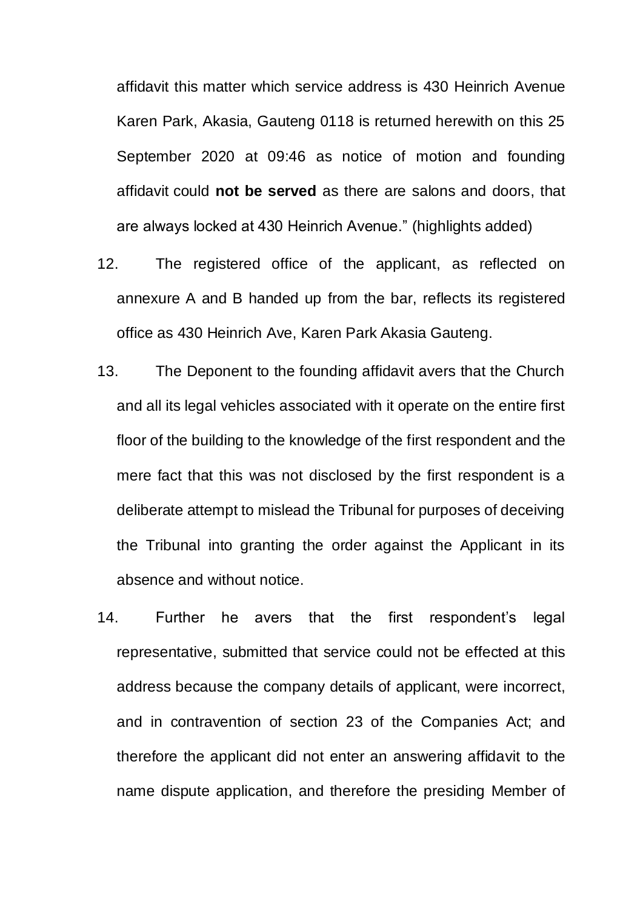affidavit this matter which service address is 430 Heinrich Avenue Karen Park, Akasia, Gauteng 0118 is returned herewith on this 25 September 2020 at 09:46 as notice of motion and founding affidavit could **not be served** as there are salons and doors, that are always locked at 430 Heinrich Avenue." (highlights added)

12. The registered office of the applicant, as reflected on annexure A and B handed up from the bar, reflects its registered office as 430 Heinrich Ave, Karen Park Akasia Gauteng.

13. The Deponent to the founding affidavit avers that the Church and all its legal vehicles associated with it operate on the entire first floor of the building to the knowledge of the first respondent and the mere fact that this was not disclosed by the first respondent is a deliberate attempt to mislead the Tribunal for purposes of deceiving the Tribunal into granting the order against the Applicant in its absence and without notice.

14. Further he avers that the first respondent's legal representative, submitted that service could not be effected at this address because the company details of applicant, were incorrect, and in contravention of section 23 of the Companies Act; and therefore the applicant did not enter an answering affidavit to the name dispute application, and therefore the presiding Member of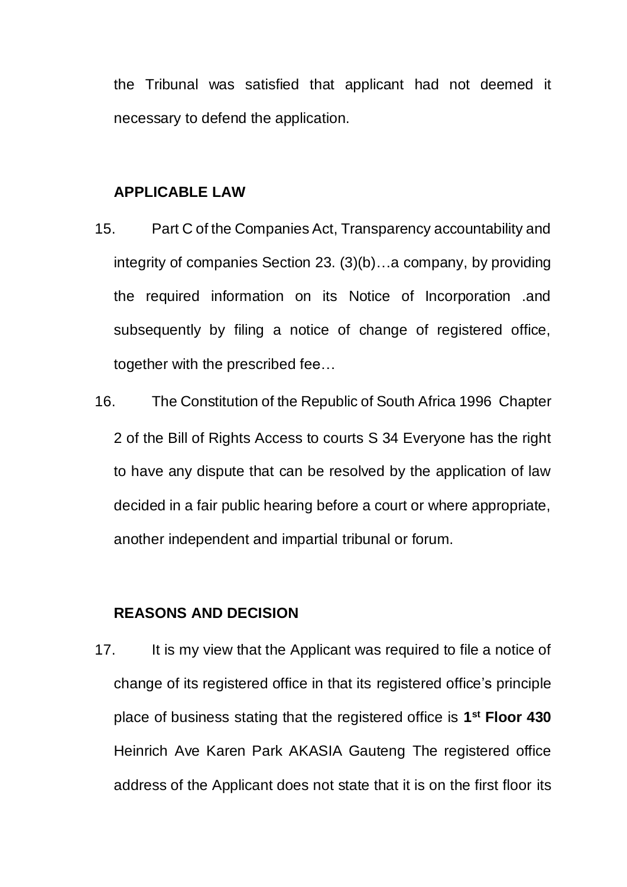the Tribunal was satisfied that applicant had not deemed it necessary to defend the application.

**APPLICABLE LAW**

15. Part C of the Companies Act, Transparency accountability and integrity of companies Section 23. (3)(b)…a company, by providing the required information on its Notice of Incorporation .and subsequently by filing a notice of change of registered office, together with the prescribed fee…

16. The Constitution of the Republic of South Africa 1996 Chapter 2 of the Bill of Rights Access to courts S 34 Everyone has the right to have any dispute that can be resolved by the application of law decided in a fair public hearing before a court or where appropriate, another independent and impartial tribunal or forum.

**REASONS AND DECISION**

17. It is my view that the Applicant was required to file a notice of change of its registered office in that its registered office's principle place of business stating that the registered office is **1st Floor 430** Heinrich Ave Karen Park AKASIA Gauteng The registered office address of the Applicant does not state that it is on the first floor its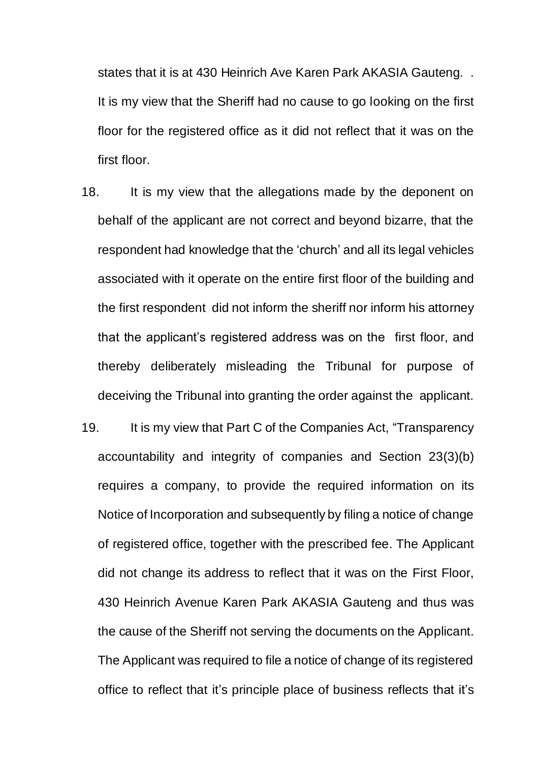states that it is at 430 Heinrich Ave Karen Park AKASIA Gauteng. . It is my view that the Sheriff had no cause to go looking on the first floor for the registered office as it did not reflect that it was on the first floor.

18. It is my view that the allegations made by the deponent on behalf of the applicant are not correct and beyond bizarre, that the respondent had knowledge that the 'church' and all its legal vehicles associated with it operate on the entire first floor of the building and the first respondent did not inform the sheriff nor inform his attorney that the applicant's registered address was on the first floor, and thereby deliberately misleading the Tribunal for purpose of deceiving the Tribunal into granting the order against the applicant.

19. It is my view that Part C of the Companies Act, "Transparency accountability and integrity of companies and Section 23(3)(b) requires a company, to provide the required information on its Notice of Incorporation and subsequently by filing a notice of change of registered office, together with the prescribed fee. The Applicant did not change its address to reflect that it was on the First Floor, 430 Heinrich Avenue Karen Park AKASIA Gauteng and thus was the cause of the Sheriff not serving the documents on the Applicant. The Applicant was required to file a notice of change of its registered office to reflect that it's principle place of business reflects that it's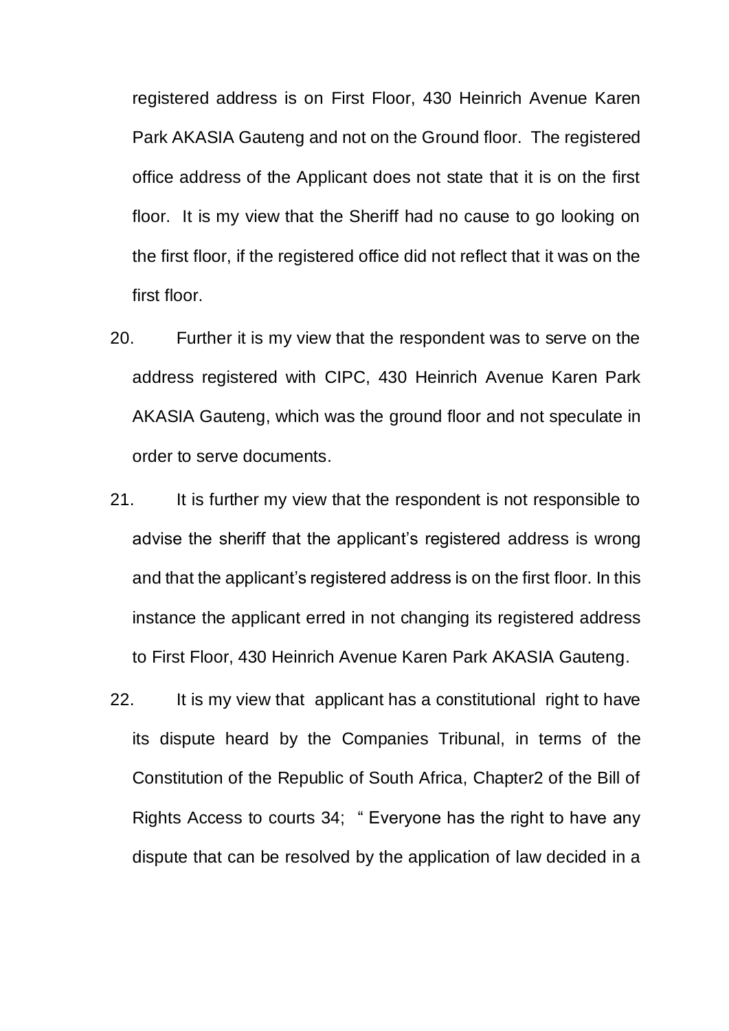registered address is on First Floor, 430 Heinrich Avenue Karen Park AKASIA Gauteng and not on the Ground floor. The registered office address of the Applicant does not state that it is on the first floor. It is my view that the Sheriff had no cause to go looking on the first floor, if the registered office did not reflect that it was on the first floor.

20. Further it is my view that the respondent was to serve on the address registered with CIPC, 430 Heinrich Avenue Karen Park AKASIA Gauteng, which was the ground floor and not speculate in order to serve documents.

21. It is further my view that the respondent is not responsible to advise the sheriff that the applicant's registered address is wrong and that the applicant's registered address is on the first floor. In this instance the applicant erred in not changing its registered address to First Floor, 430 Heinrich Avenue Karen Park AKASIA Gauteng.

22. It is my view that applicant has a constitutional right to have its dispute heard by the Companies Tribunal, in terms of the Constitution of the Republic of South Africa, Chapter2 of the Bill of Rights Access to courts 34; " Everyone has the right to have any dispute that can be resolved by the application of law decided in a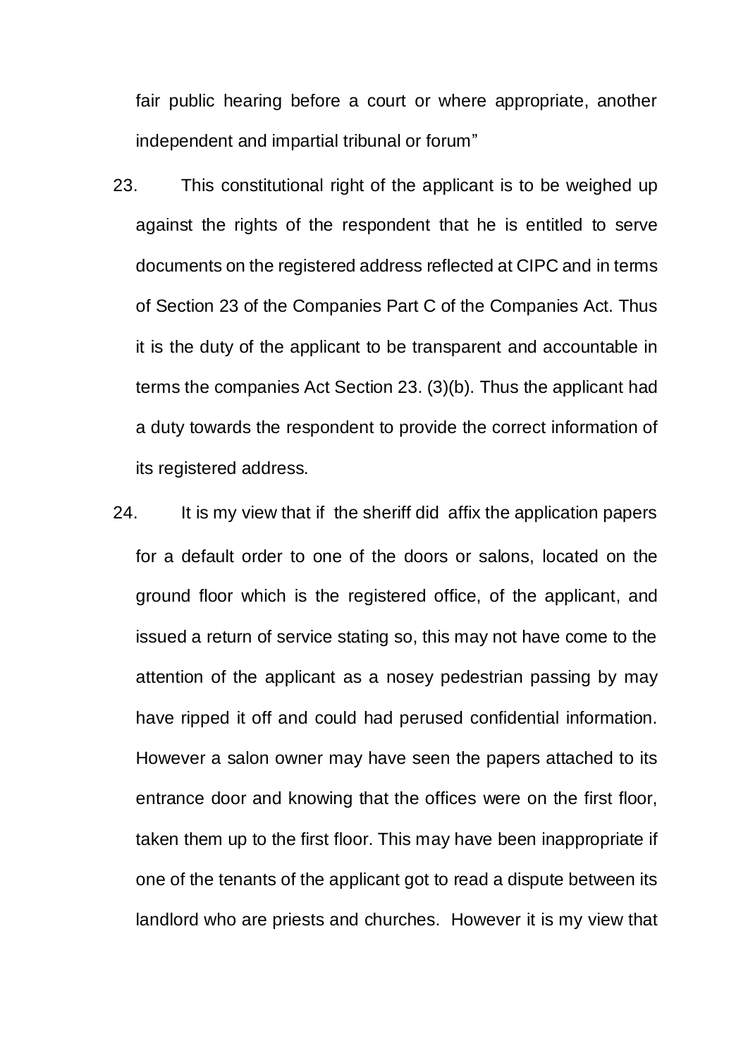fair public hearing before a court or where appropriate, another independent and impartial tribunal or forum"

23. This constitutional right of the applicant is to be weighed up against the rights of the respondent that he is entitled to serve documents on the registered address reflected at CIPC and in terms of Section 23 of the Companies Part C of the Companies Act. Thus it is the duty of the applicant to be transparent and accountable in terms the companies Act Section 23. (3)(b). Thus the applicant had a duty towards the respondent to provide the correct information of its registered address.

24. It is my view that if the sheriff did affix the application papers for a default order to one of the doors or salons, located on the ground floor which is the registered office, of the applicant, and issued a return of service stating so, this may not have come to the attention of the applicant as a nosey pedestrian passing by may have ripped it off and could had perused confidential information. However a salon owner may have seen the papers attached to its entrance door and knowing that the offices were on the first floor, taken them up to the first floor. This may have been inappropriate if one of the tenants of the applicant got to read a dispute between its landlord who are priests and churches. However it is my view that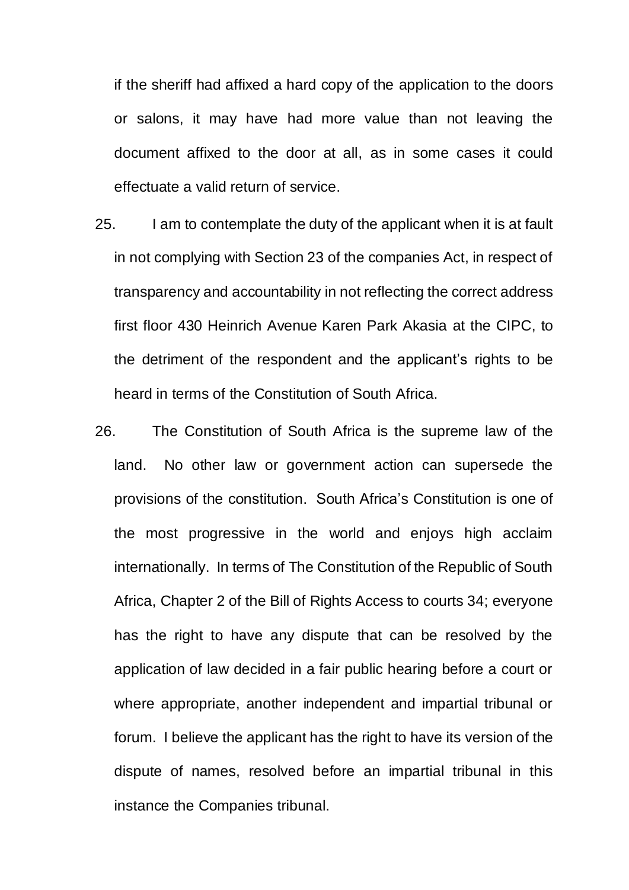if the sheriff had affixed a hard copy of the application to the doors or salons, it may have had more value than not leaving the document affixed to the door at all, as in some cases it could effectuate a valid return of service.

25. I am to contemplate the duty of the applicant when it is at fault in not complying with Section 23 of the companies Act, in respect of transparency and accountability in not reflecting the correct address first floor 430 Heinrich Avenue Karen Park Akasia at the CIPC, to the detriment of the respondent and the applicant's rights to be heard in terms of the Constitution of South Africa.

26. The Constitution of South Africa is the supreme law of the land. No other law or government action can supersede the provisions of the constitution. South Africa's Constitution is one of the most progressive in the world and enjoys high acclaim internationally. In terms of The Constitution of the Republic of South Africa, Chapter 2 of the Bill of Rights Access to courts 34; everyone has the right to have any dispute that can be resolved by the application of law decided in a fair public hearing before a court or where appropriate, another independent and impartial tribunal or forum. I believe the applicant has the right to have its version of the dispute of names, resolved before an impartial tribunal in this instance the Companies tribunal.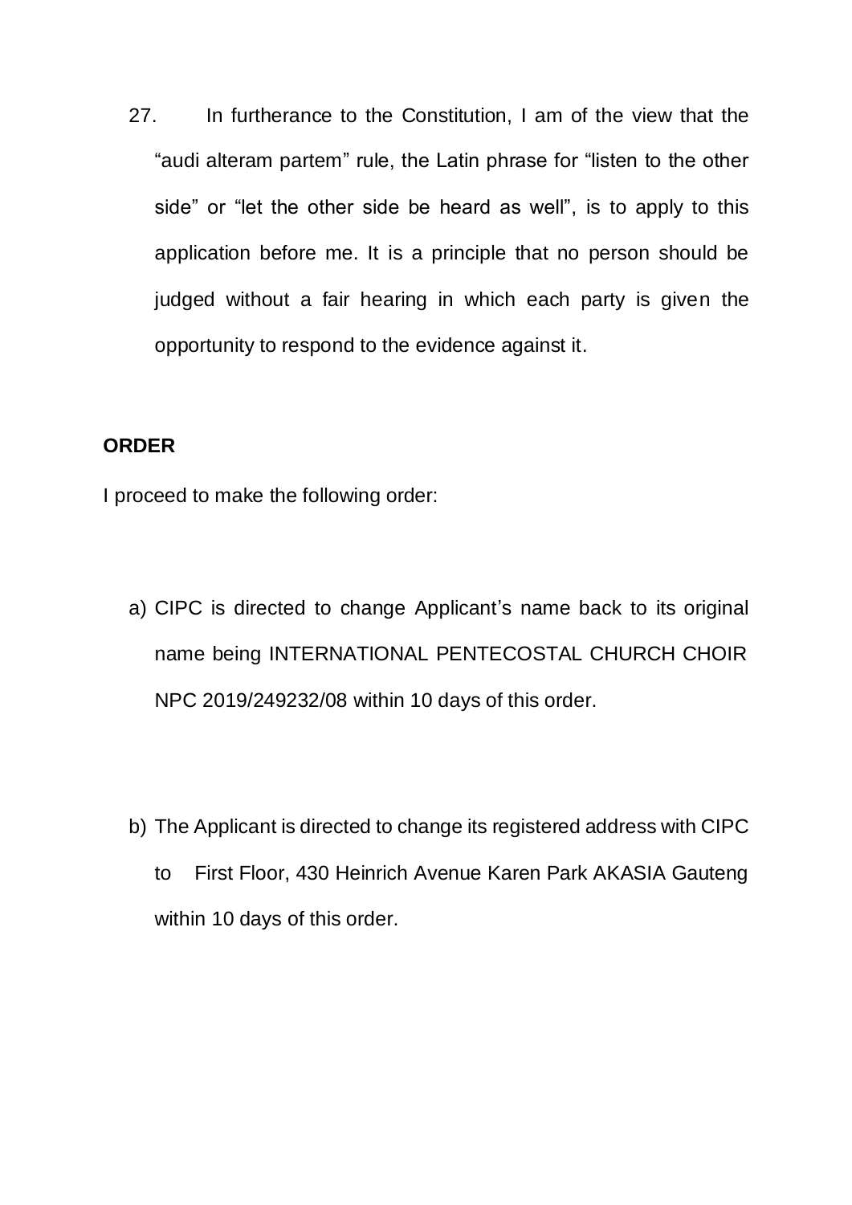27. In furtherance to the Constitution, I am of the view that the "audi alteram partem" rule, the Latin phrase for "listen to the other side" or "let the other side be heard as well", is to apply to this application before me. It is a principle that no person should be judged without a fair hearing in which each party is given the opportunity to respond to the evidence against it.

**ORDER**

I proceed to make the following order:

a) CIPC is directed to change Applicant's name back to its original name being INTERNATIONAL PENTECOSTAL CHURCH CHOIR NPC 2019/249232/08 within 10 days of this order.

b) The Applicant is directed to change its registered address with CIPC to First Floor, 430 Heinrich Avenue Karen Park AKASIA Gauteng within 10 days of this order.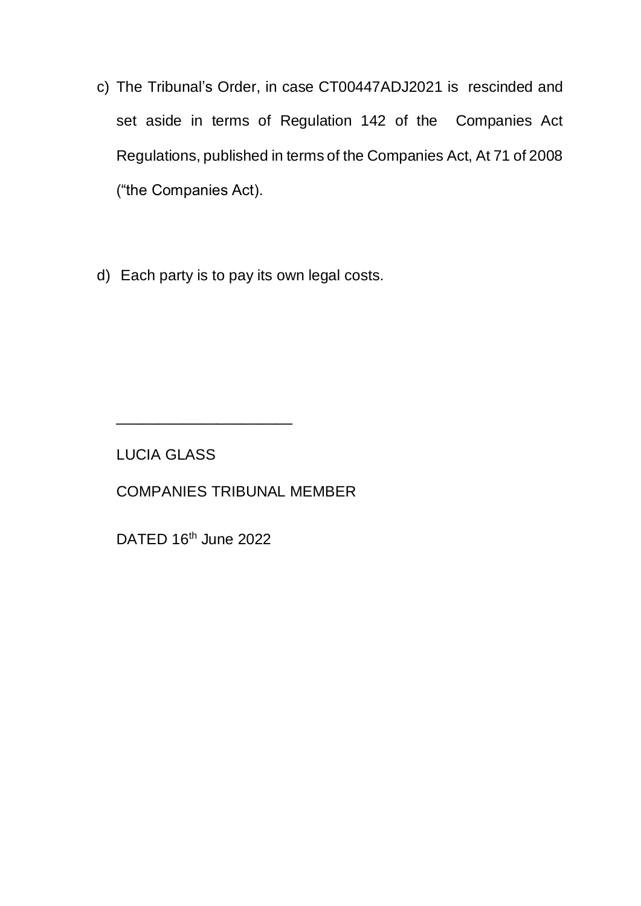c) The Tribunal's Order, in case CT00447ADJ2021 is rescinded and set aside in terms of Regulation 142 of the Companies Act Regulations, published in terms of the Companies Act, At 71 of 2008 ("the Companies Act).

d) Each party is to pay its own legal costs.

\_\_\_\_\_\_\_\_\_\_\_\_\_\_\_\_\_\_\_\_\_\_

LUCIA GLASS

COMPANIES TRIBUNAL MEMBER

DATED 16th June 2022